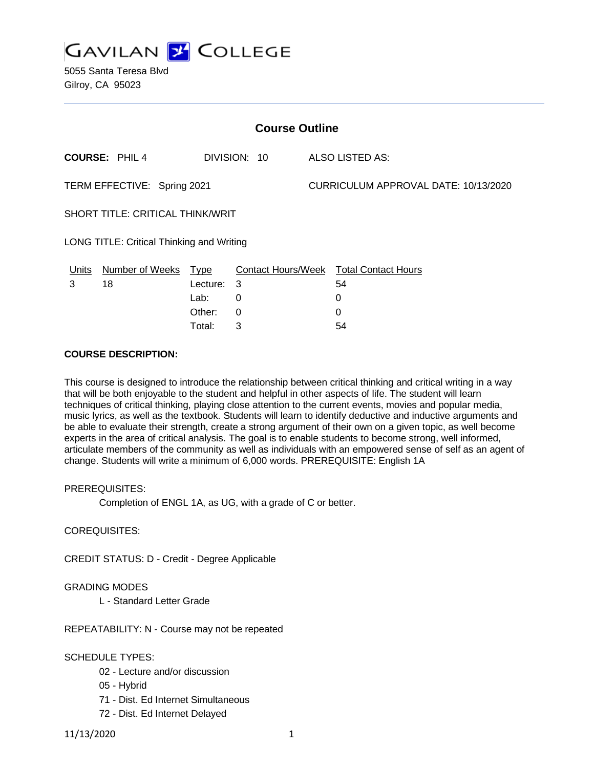# GAVILAN COLLEGE

5055 Santa Teresa Blvd
Gilroy, CA 95023

## Course Outline

**COURSE:** PHIL 4 DIVISION: 10 ALSO LISTED AS:

TERM EFFECTIVE: Spring 2021 CURRICULUM APPROVAL DATE: 10/13/2020

SHORT TITLE: CRITICAL THINK/WRIT

LONG TITLE: Critical Thinking and Writing

| Units | Number of Weeks | Type | Contact Hours/Week | Total Contact Hours |
|---|---|---|---|---|
| 3 | 18 | Lecture: | 3 | 54 |
| | | Lab: | 0 | 0 |
| | | Other: | 0 | 0 |
| | | Total: | 3 | 54 |

**COURSE DESCRIPTION:**

This course is designed to introduce the relationship between critical thinking and critical writing in a way that will be both enjoyable to the student and helpful in other aspects of life. The student will learn techniques of critical thinking, playing close attention to the current events, movies and popular media, music lyrics, as well as the textbook. Students will learn to identify deductive and inductive arguments and be able to evaluate their strength, create a strong argument of their own on a given topic, as well become experts in the area of critical analysis. The goal is to enable students to become strong, well informed, articulate members of the community as well as individuals with an empowered sense of self as an agent of change. Students will write a minimum of 6,000 words. PREREQUISITE: English 1A

PREREQUISITES:

Completion of ENGL 1A, as UG, with a grade of C or better.

COREQUISITES:

CREDIT STATUS: D - Credit - Degree Applicable

GRADING MODES

L - Standard Letter Grade

REPEATABILITY: N - Course may not be repeated

SCHEDULE TYPES:

02 - Lecture and/or discussion

05 - Hybrid

71 - Dist. Ed Internet Simultaneous

72 - Dist. Ed Internet Delayed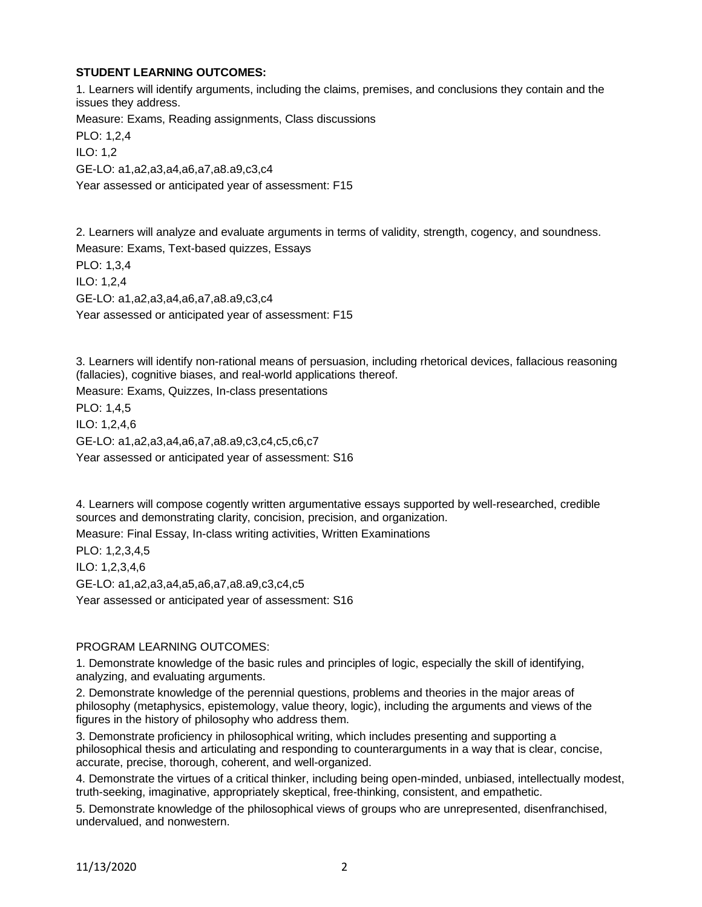**STUDENT LEARNING OUTCOMES:**

1. Learners will identify arguments, including the claims, premises, and conclusions they contain and the issues they address.

Measure: Exams, Reading assignments, Class discussions

PLO: 1,2,4

ILO: 1,2

GE-LO: a1,a2,a3,a4,a6,a7,a8.a9,c3,c4

Year assessed or anticipated year of assessment: F15

2. Learners will analyze and evaluate arguments in terms of validity, strength, cogency, and soundness.

Measure: Exams, Text-based quizzes, Essays

PLO: 1,3,4

ILO: 1,2,4

GE-LO: a1,a2,a3,a4,a6,a7,a8.a9,c3,c4

Year assessed or anticipated year of assessment: F15

3. Learners will identify non-rational means of persuasion, including rhetorical devices, fallacious reasoning (fallacies), cognitive biases, and real-world applications thereof.

Measure: Exams, Quizzes, In-class presentations

PLO: 1,4,5

ILO: 1,2,4,6

GE-LO: a1,a2,a3,a4,a6,a7,a8.a9,c3,c4,c5,c6,c7

Year assessed or anticipated year of assessment: S16

4. Learners will compose cogently written argumentative essays supported by well-researched, credible sources and demonstrating clarity, concision, precision, and organization.

Measure: Final Essay, In-class writing activities, Written Examinations

PLO: 1,2,3,4,5

ILO: 1,2,3,4,6

GE-LO: a1,a2,a3,a4,a5,a6,a7,a8.a9,c3,c4,c5

Year assessed or anticipated year of assessment: S16

PROGRAM LEARNING OUTCOMES:

1. Demonstrate knowledge of the basic rules and principles of logic, especially the skill of identifying, analyzing, and evaluating arguments.
2. Demonstrate knowledge of the perennial questions, problems and theories in the major areas of philosophy (metaphysics, epistemology, value theory, logic), including the arguments and views of the figures in the history of philosophy who address them.
3. Demonstrate proficiency in philosophical writing, which includes presenting and supporting a philosophical thesis and articulating and responding to counterarguments in a way that is clear, concise, accurate, precise, thorough, coherent, and well-organized.
4. Demonstrate the virtues of a critical thinker, including being open-minded, unbiased, intellectually modest, truth-seeking, imaginative, appropriately skeptical, free-thinking, consistent, and empathetic.
5. Demonstrate knowledge of the philosophical views of groups who are unrepresented, disenfranchised, undervalued, and nonwestern.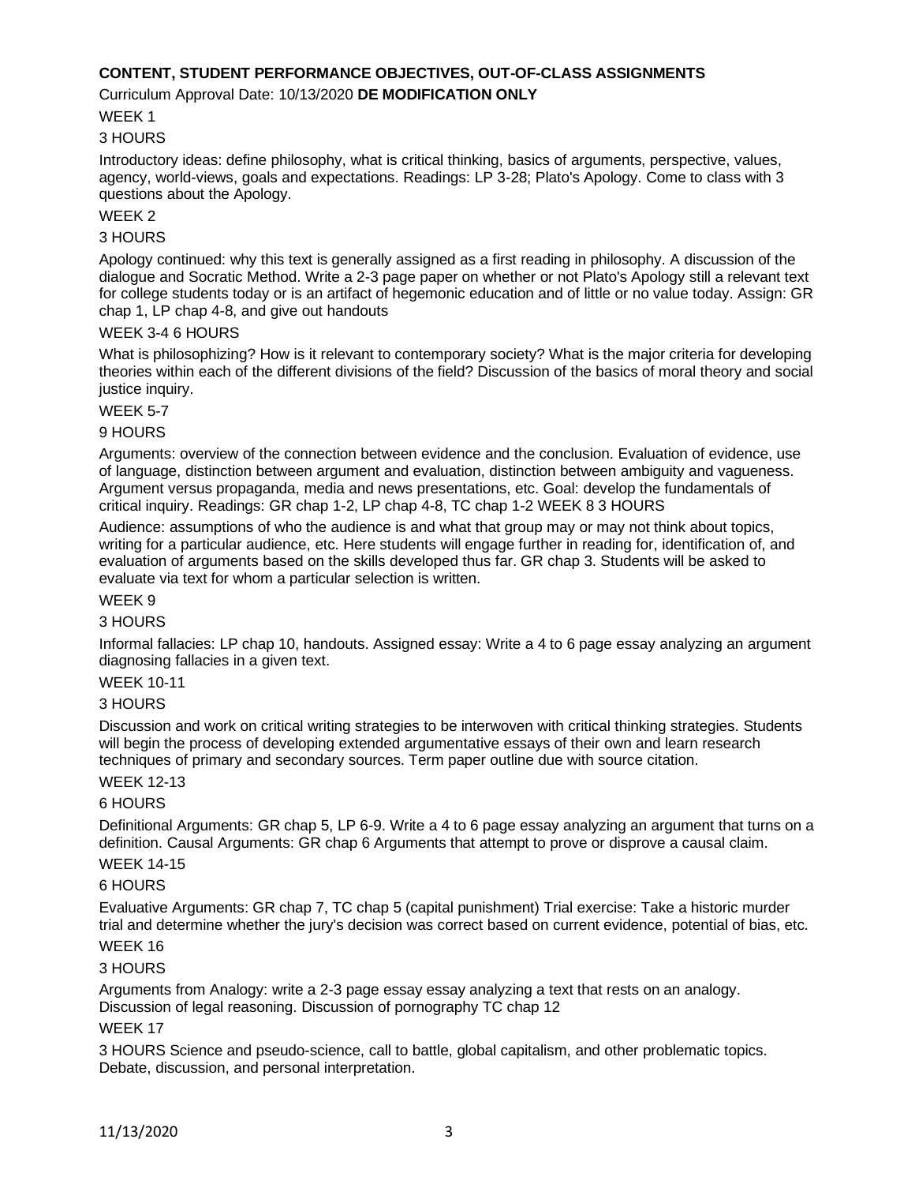**CONTENT, STUDENT PERFORMANCE OBJECTIVES, OUT-OF-CLASS ASSIGNMENTS**

Curriculum Approval Date: 10/13/2020 **DE MODIFICATION ONLY**

WEEK 1

3 HOURS

Introductory ideas: define philosophy, what is critical thinking, basics of arguments, perspective, values, agency, world-views, goals and expectations. Readings: LP 3-28; Plato's Apology. Come to class with 3 questions about the Apology.

WEEK 2

3 HOURS

Apology continued: why this text is generally assigned as a first reading in philosophy. A discussion of the dialogue and Socratic Method. Write a 2-3 page paper on whether or not Plato's Apology still a relevant text for college students today or is an artifact of hegemonic education and of little or no value today. Assign: GR chap 1, LP chap 4-8, and give out handouts

WEEK 3-4 6 HOURS

What is philosophizing? How is it relevant to contemporary society? What is the major criteria for developing theories within each of the different divisions of the field? Discussion of the basics of moral theory and social justice inquiry.

WEEK 5-7

9 HOURS

Arguments: overview of the connection between evidence and the conclusion. Evaluation of evidence, use of language, distinction between argument and evaluation, distinction between ambiguity and vagueness. Argument versus propaganda, media and news presentations, etc. Goal: develop the fundamentals of critical inquiry. Readings: GR chap 1-2, LP chap 4-8, TC chap 1-2 WEEK 8 3 HOURS

Audience: assumptions of who the audience is and what that group may or may not think about topics, writing for a particular audience, etc. Here students will engage further in reading for, identification of, and evaluation of arguments based on the skills developed thus far. GR chap 3. Students will be asked to evaluate via text for whom a particular selection is written.

WEEK 9

3 HOURS

Informal fallacies: LP chap 10, handouts. Assigned essay: Write a 4 to 6 page essay analyzing an argument diagnosing fallacies in a given text.

WEEK 10-11

3 HOURS

Discussion and work on critical writing strategies to be interwoven with critical thinking strategies. Students will begin the process of developing extended argumentative essays of their own and learn research techniques of primary and secondary sources. Term paper outline due with source citation.

WEEK 12-13

6 HOURS

Definitional Arguments: GR chap 5, LP 6-9. Write a 4 to 6 page essay analyzing an argument that turns on a definition. Causal Arguments: GR chap 6 Arguments that attempt to prove or disprove a causal claim.

WEEK 14-15

6 HOURS

Evaluative Arguments: GR chap 7, TC chap 5 (capital punishment) Trial exercise: Take a historic murder trial and determine whether the jury's decision was correct based on current evidence, potential of bias, etc.

WEEK 16

3 HOURS

Arguments from Analogy: write a 2-3 page essay essay analyzing a text that rests on an analogy. Discussion of legal reasoning. Discussion of pornography TC chap 12

WEEK 17

3 HOURS Science and pseudo-science, call to battle, global capitalism, and other problematic topics. Debate, discussion, and personal interpretation.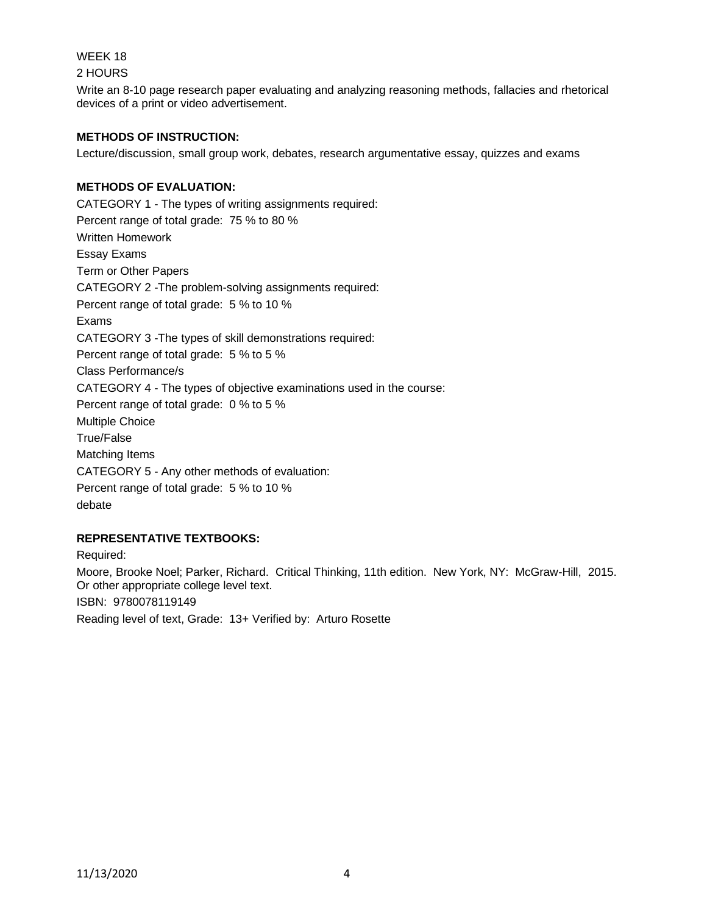WEEK 18

2 HOURS

Write an 8-10 page research paper evaluating and analyzing reasoning methods, fallacies and rhetorical devices of a print or video advertisement.

**METHODS OF INSTRUCTION:**

Lecture/discussion, small group work, debates, research argumentative essay, quizzes and exams

**METHODS OF EVALUATION:**

CATEGORY 1 - The types of writing assignments required:

Percent range of total grade: 75 % to 80 %

Written Homework

Essay Exams

Term or Other Papers

CATEGORY 2 -The problem-solving assignments required:

Percent range of total grade: 5 % to 10 %

Exams

CATEGORY 3 -The types of skill demonstrations required:

Percent range of total grade: 5 % to 5 %

Class Performance/s

CATEGORY 4 - The types of objective examinations used in the course:

Percent range of total grade: 0 % to 5 %

Multiple Choice

True/False

Matching Items

CATEGORY 5 - Any other methods of evaluation:

Percent range of total grade: 5 % to 10 %

debate

**REPRESENTATIVE TEXTBOOKS:**

Required:

Moore, Brooke Noel; Parker, Richard. Critical Thinking, 11th edition. New York, NY: McGraw-Hill, 2015.
Or other appropriate college level text.

ISBN: 9780078119149

Reading level of text, Grade: 13+ Verified by: Arturo Rosette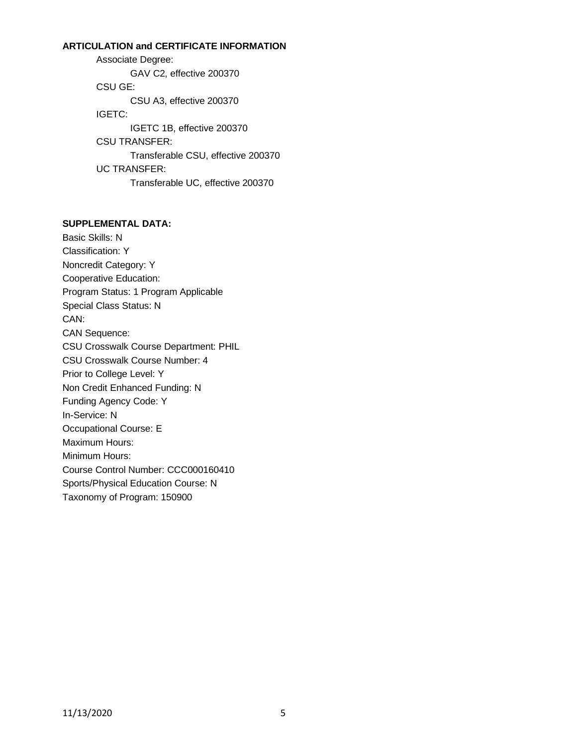**ARTICULATION and CERTIFICATE INFORMATION**

Associate Degree:

GAV C2, effective 200370

CSU GE:

CSU A3, effective 200370

IGETC:

IGETC 1B, effective 200370

CSU TRANSFER:

Transferable CSU, effective 200370

UC TRANSFER:

Transferable UC, effective 200370

**SUPPLEMENTAL DATA:**

Basic Skills: N
Classification: Y
Noncredit Category: Y
Cooperative Education:
Program Status: 1 Program Applicable
Special Class Status: N
CAN:
CAN Sequence:
CSU Crosswalk Course Department: PHIL
CSU Crosswalk Course Number: 4
Prior to College Level: Y
Non Credit Enhanced Funding: N
Funding Agency Code: Y
In-Service: N
Occupational Course: E
Maximum Hours:
Minimum Hours:
Course Control Number: CCC000160410
Sports/Physical Education Course: N
Taxonomy of Program: 150900